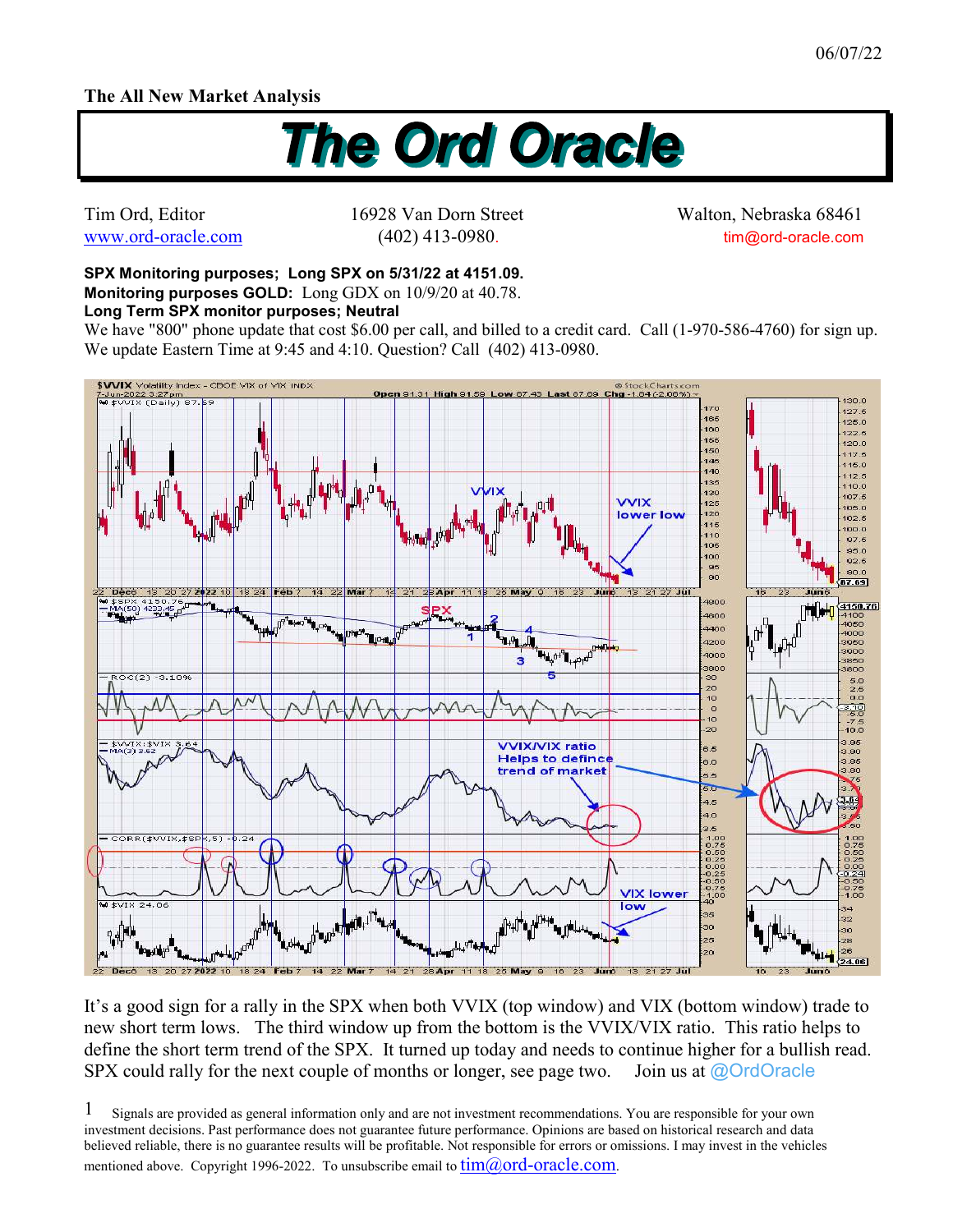06/07/22

**The All New Market Analysis**

# The Ord Oracle

Tim Ord, Editor
www.ord-oracle.com

16928 Van Dorn Street
(402) 413-0980.

Walton, Nebraska 68461
tim@ord-oracle.com

**SPX Monitoring purposes; Long SPX on 5/31/22 at 4151.09.**
**Monitoring purposes GOLD:** Long GDX on 10/9/20 at 40.78.
**Long Term SPX monitor purposes; Neutral**
We have "800" phone update that cost $6.00 per call, and billed to a credit card. Call (1-970-586-4760) for sign up. We update Eastern Time at 9:45 and 4:10. Question? Call (402) 413-0980.

It's a good sign for a rally in the SPX when both VVIX (top window) and VIX (bottom window) trade to new short term lows. The third window up from the bottom is the VVIX/VIX ratio. This ratio helps to define the short term trend of the SPX. It turned up today and needs to continue higher for a bullish read. SPX could rally for the next couple of months or longer, see page two. Join us at @OrdOracle

Signals are provided as general information only and are not investment recommendations. You are responsible for your own investment decisions. Past performance does not guarantee future performance. Opinions are based on historical research and data believed reliable, there is no guarantee results will be profitable. Not responsible for errors or omissions. I may invest in the vehicles mentioned above. Copyright 1996-2022. To unsubscribe email to tim@ord-oracle.com.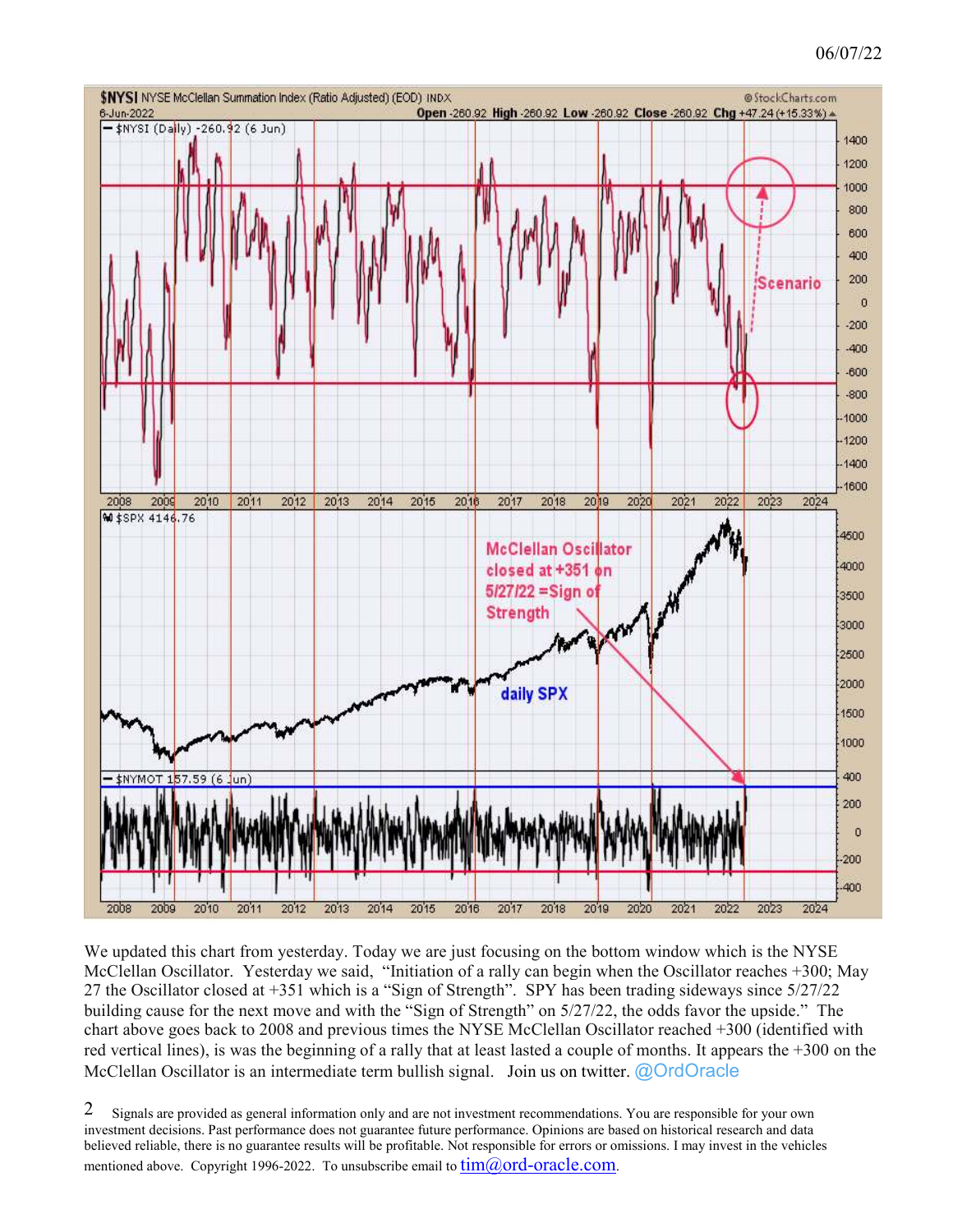06/07/22

We updated this chart from yesterday. Today we are just focusing on the bottom window which is the NYSE McClellan Oscillator. Yesterday we said, “Initiation of a rally can begin when the Oscillator reaches +300; May 27 the Oscillator closed at +351 which is a “Sign of Strength”. SPY has been trading sideways since 5/27/22 building cause for the next move and with the “Sign of Strength” on 5/27/22, the odds favor the upside.” The chart above goes back to 2008 and previous times the NYSE McClellan Oscillator reached +300 (identified with red vertical lines), is was the beginning of a rally that at least lasted a couple of months. It appears the +300 on the McClellan Oscillator is an intermediate term bullish signal. Join us on twitter. @OrdOracle

Signals are provided as general information only and are not investment recommendations. You are responsible for your own investment decisions. Past performance does not guarantee future performance. Opinions are based on historical research and data believed reliable, there is no guarantee results will be profitable. Not responsible for errors or omissions. I may invest in the vehicles mentioned above. Copyright 1996-2022. To unsubscribe email to tim@ord-oracle.com.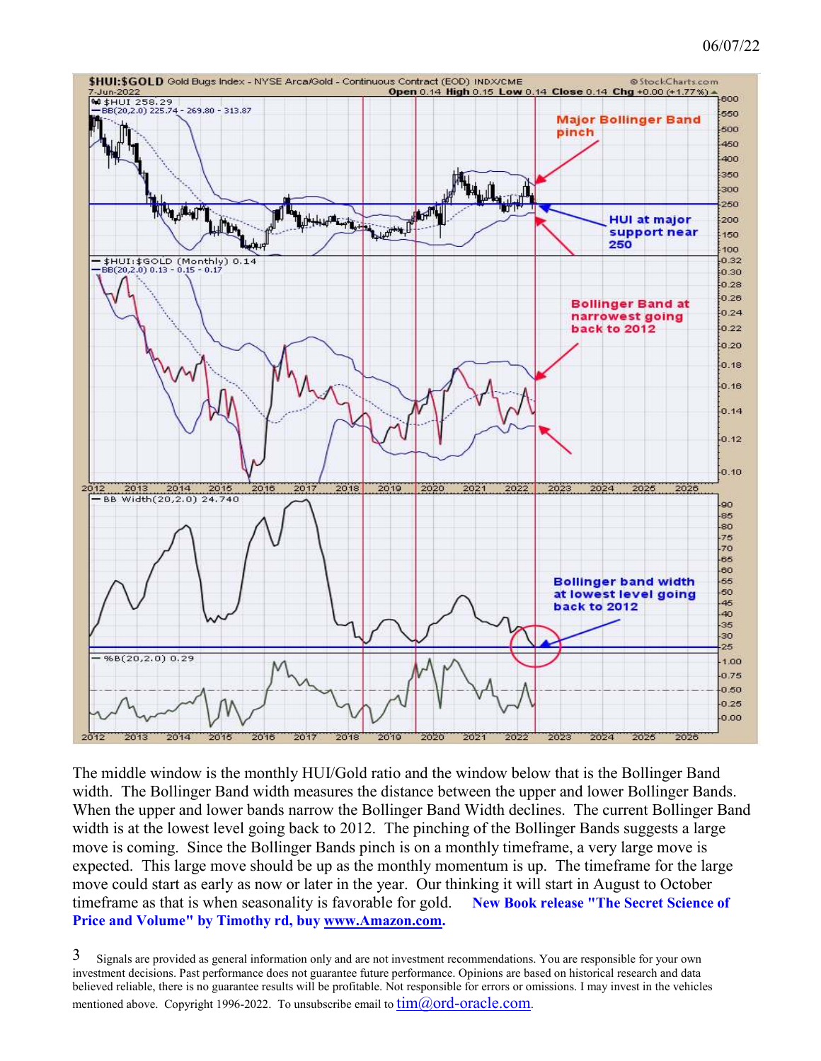06/07/22

$HUI:$GOLD Gold Bugs Index - NYSE Arca/Gold - Continuous Contract (EOD) INDX/CME
@StockCharts.com
7-Jun-2022
Open 0.14 High 0.15 Low 0.14 Close 0.14 Chg +0.00 (+1.77%)
$HUI 258.29
BB(20,2.0) 225.74 - 269.80 - 313.87
Major Bollinger Band pinch
HUI at major support near 250
$HUI:$GOLD (Monthly) 0.14
BB(20,2.0) 0.13 - 0.15 - 0.17
Bollinger Band at narrowest going back to 2012
BB Width(20,2.0) 24.740
Bollinger band width at lowest level going back to 2012
%B(20,2.0) 0.29
2012 2013 2014 2015 2016 2017 2018 2019 2020 2021 2022 2023 2024 2025 2026

The middle window is the monthly HUI/Gold ratio and the window below that is the Bollinger Band width. The Bollinger Band width measures the distance between the upper and lower Bollinger Bands. When the upper and lower bands narrow the Bollinger Band Width declines. The current Bollinger Band width is at the lowest level going back to 2012. The pinching of the Bollinger Bands suggests a large move is coming. Since the Bollinger Bands pinch is on a monthly timeframe, a very large move is expected. This large move should be up as the monthly momentum is up. The timeframe for the large move could start as early as now or later in the year. Our thinking it will start in August to October timeframe as that is when seasonality is favorable for gold. **New Book release "The Secret Science of Price and Volume" by Timothy rd, buy www.Amazon.com.**

Signals are provided as general information only and are not investment recommendations. You are responsible for your own investment decisions. Past performance does not guarantee future performance. Opinions are based on historical research and data believed reliable, there is no guarantee results will be profitable. Not responsible for errors or omissions. I may invest in the vehicles mentioned above. Copyright 1996-2022. To unsubscribe email to tim@ord-oracle.com.